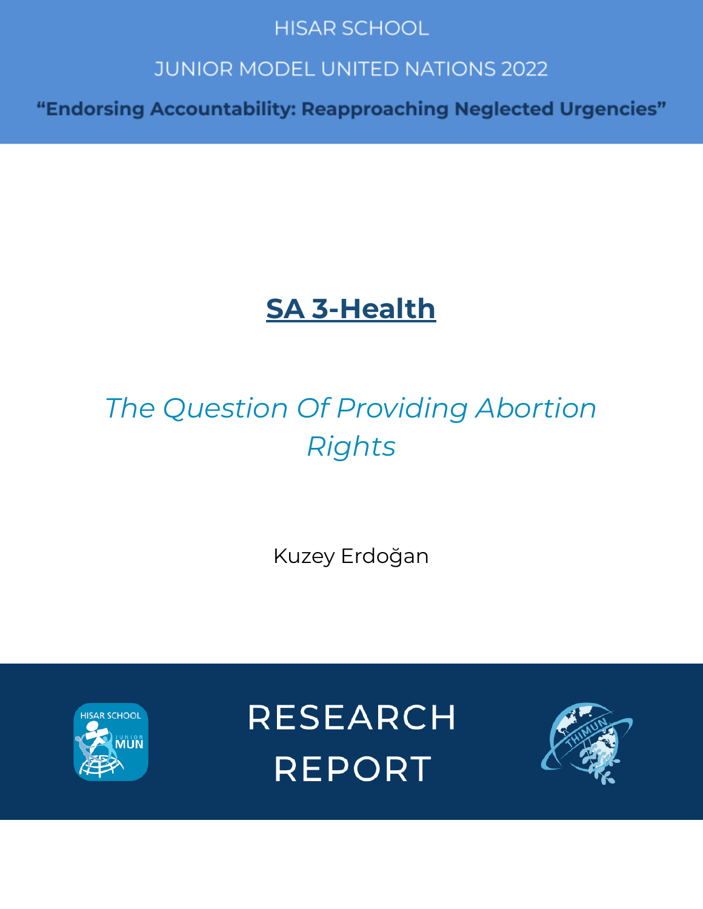HISAR SCHOOL

JUNIOR MODEL UNITED NATIONS 2022

**"Endorsing Accountability: Reapproaching Neglected Urgencies"**

# SA 3-Health

*The Question Of Providing Abortion Rights*

Kuzey Erdoğan

RESEARCH REPORT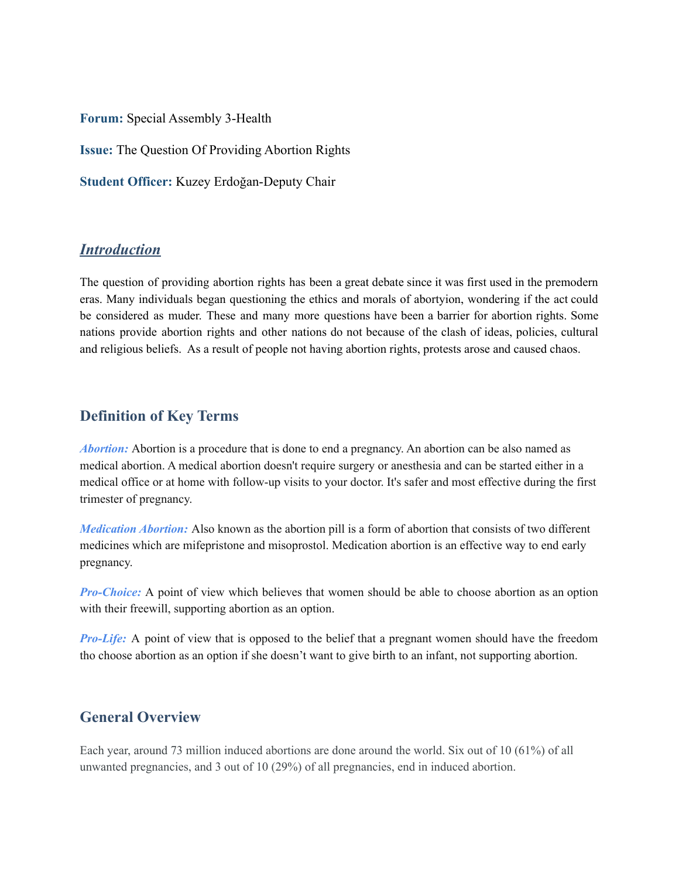**Forum:** Special Assembly 3-Health

**Issue:** The Question Of Providing Abortion Rights

**Student Officer:** Kuzey Erdoğan-Deputy Chair

## ***Introduction***

The question of providing abortion rights has been a great debate since it was first used in the premodern eras. Many individuals began questioning the ethics and morals of abortyion, wondering if the act could be considered as muder. These and many more questions have been a barrier for abortion rights. Some nations provide abortion rights and other nations do not because of the clash of ideas, policies, cultural and religious beliefs. As a result of people not having abortion rights, protests arose and caused chaos.

## Definition of Key Terms

***Abortion:*** Abortion is a procedure that is done to end a pregnancy. An abortion can be also named as medical abortion. A medical abortion doesn't require surgery or anesthesia and can be started either in a medical office or at home with follow-up visits to your doctor. It's safer and most effective during the first trimester of pregnancy.

***Medication Abortion:*** Also known as the abortion pill is a form of abortion that consists of two different medicines which are mifepristone and misoprostol. Medication abortion is an effective way to end early pregnancy.

***Pro-Choice:*** A point of view which believes that women should be able to choose abortion as an option with their freewill, supporting abortion as an option.

***Pro-Life:*** A point of view that is opposed to the belief that a pregnant women should have the freedom tho choose abortion as an option if she doesn't want to give birth to an infant, not supporting abortion.

## General Overview

Each year, around 73 million induced abortions are done around the world. Six out of 10 (61%) of all unwanted pregnancies, and 3 out of 10 (29%) of all pregnancies, end in induced abortion.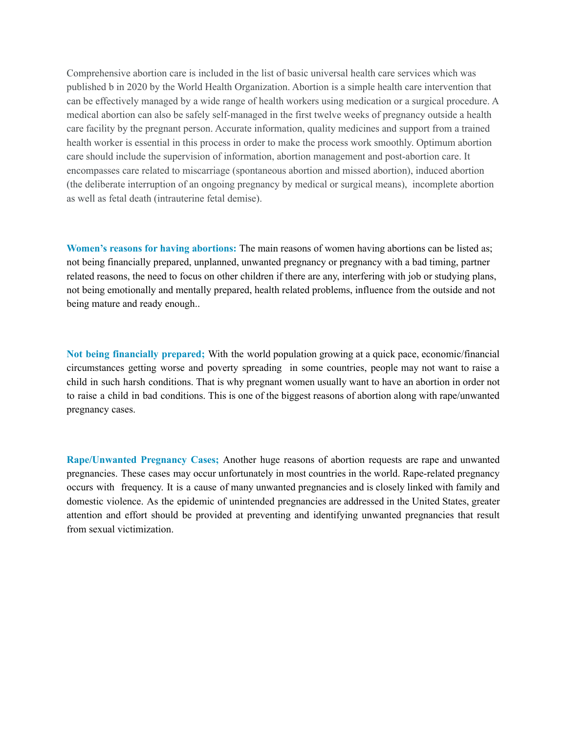Comprehensive abortion care is included in the list of basic universal health care services which was published b in 2020 by the World Health Organization. Abortion is a simple health care intervention that can be effectively managed by a wide range of health workers using medication or a surgical procedure. A medical abortion can also be safely self-managed in the first twelve weeks of pregnancy outside a health care facility by the pregnant person. Accurate information, quality medicines and support from a trained health worker is essential in this process in order to make the process work smoothly. Optimum abortion care should include the supervision of information, abortion management and post-abortion care. It encompasses care related to miscarriage (spontaneous abortion and missed abortion), induced abortion (the deliberate interruption of an ongoing pregnancy by medical or surgical means), incomplete abortion as well as fetal death (intrauterine fetal demise).

**Women's reasons for having abortions:** The main reasons of women having abortions can be listed as; not being financially prepared, unplanned, unwanted pregnancy or pregnancy with a bad timing, partner related reasons, the need to focus on other children if there are any, interfering with job or studying plans, not being emotionally and mentally prepared, health related problems, influence from the outside and not being mature and ready enough..

**Not being financially prepared;** With the world population growing at a quick pace, economic/financial circumstances getting worse and poverty spreading in some countries, people may not want to raise a child in such harsh conditions. That is why pregnant women usually want to have an abortion in order not to raise a child in bad conditions. This is one of the biggest reasons of abortion along with rape/unwanted pregnancy cases.

**Rape/Unwanted Pregnancy Cases;** Another huge reasons of abortion requests are rape and unwanted pregnancies. These cases may occur unfortunately in most countries in the world. Rape-related pregnancy occurs with frequency. It is a cause of many unwanted pregnancies and is closely linked with family and domestic violence. As the epidemic of unintended pregnancies are addressed in the United States, greater attention and effort should be provided at preventing and identifying unwanted pregnancies that result from sexual victimization.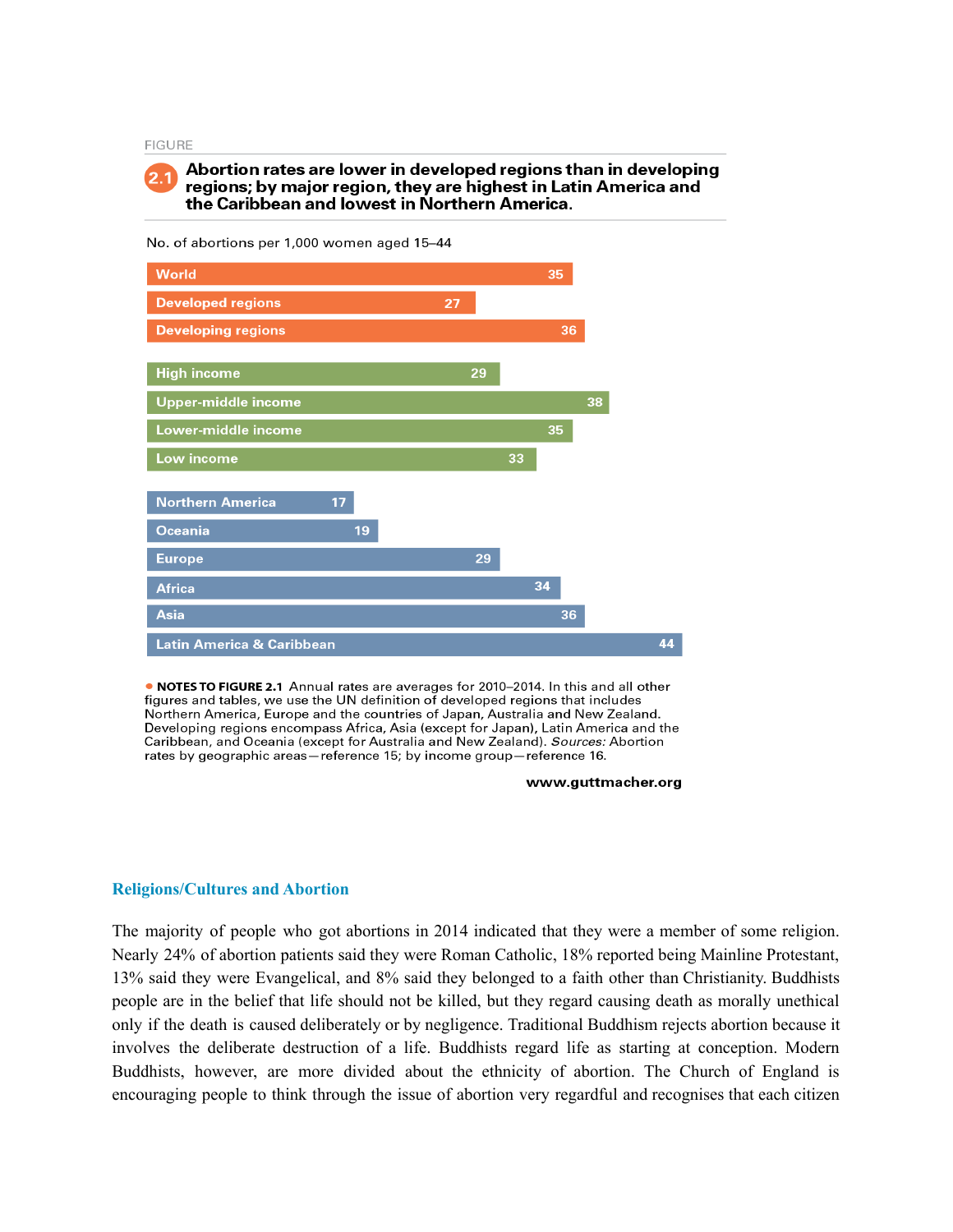FIGURE

**2.1 Abortion rates are lower in developed regions than in developing regions; by major region, they are highest in Latin America and the Caribbean and lowest in Northern America.**

No. of abortions per 1,000 women aged 15–44

World 35
Developed regions 27
Developing regions 36

High income 29
Upper-middle income 38
Lower-middle income 35
Low income 33

Northern America 17
Oceania 19
Europe 29
Africa 34
Asia 36
Latin America & Caribbean 44

● **NOTES TO FIGURE 2.1** Annual rates are averages for 2010–2014. In this and all other figures and tables, we use the UN definition of developed regions that includes Northern America, Europe and the countries of Japan, Australia and New Zealand. Developing regions encompass Africa, Asia (except for Japan), Latin America and the Caribbean, and Oceania (except for Australia and New Zealand). *Sources:* Abortion rates by geographic areas—reference 15; by income group—reference 16.

**www.guttmacher.org**

## Religions/Cultures and Abortion

The majority of people who got abortions in 2014 indicated that they were a member of some religion. Nearly 24% of abortion patients said they were Roman Catholic, 18% reported being Mainline Protestant, 13% said they were Evangelical, and 8% said they belonged to a faith other than Christianity. Buddhists people are in the belief that life should not be killed, but they regard causing death as morally unethical only if the death is caused deliberately or by negligence. Traditional Buddhism rejects abortion because it involves the deliberate destruction of a life. Buddhists regard life as starting at conception. Modern Buddhists, however, are more divided about the ethnicity of abortion. The Church of England is encouraging people to think through the issue of abortion very regardful and recognises that each citizen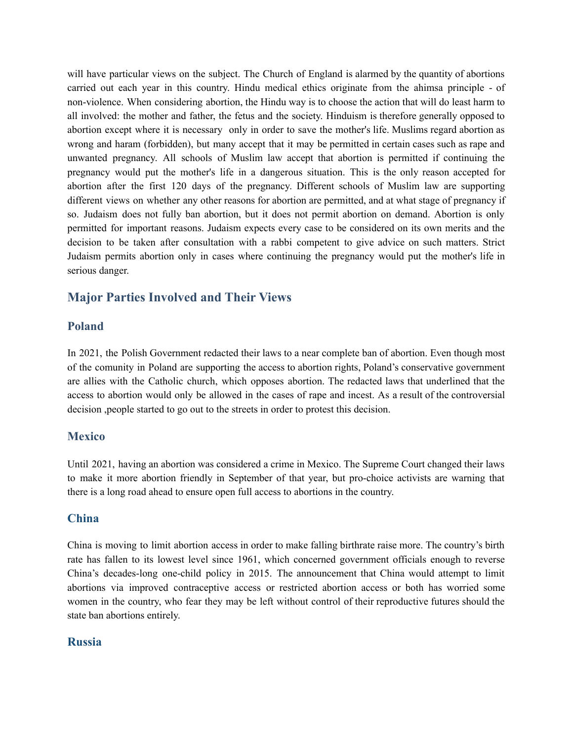will have particular views on the subject. The Church of England is alarmed by the quantity of abortions carried out each year in this country. Hindu medical ethics originate from the ahimsa principle - of non-violence. When considering abortion, the Hindu way is to choose the action that will do least harm to all involved: the mother and father, the fetus and the society. Hinduism is therefore generally opposed to abortion except where it is necessary  only in order to save the mother's life. Muslims regard abortion as wrong and haram (forbidden), but many accept that it may be permitted in certain cases such as rape and unwanted pregnancy. All schools of Muslim law accept that abortion is permitted if continuing the pregnancy would put the mother's life in a dangerous situation. This is the only reason accepted for abortion after the first 120 days of the pregnancy. Different schools of Muslim law are supporting different views on whether any other reasons for abortion are permitted, and at what stage of pregnancy if so. Judaism does not fully ban abortion, but it does not permit abortion on demand. Abortion is only permitted for important reasons. Judaism expects every case to be considered on its own merits and the decision to be taken after consultation with a rabbi competent to give advice on such matters. Strict Judaism permits abortion only in cases where continuing the pregnancy would put the mother's life in serious danger.

## Major Parties Involved and Their Views

### Poland

In 2021, the Polish Government redacted their laws to a near complete ban of abortion. Even though most of the comunity in Poland are supporting the access to abortion rights, Poland's conservative government are allies with the Catholic church, which opposes abortion. The redacted laws that underlined that the access to abortion would only be allowed in the cases of rape and incest. As a result of the controversial decision ,people started to go out to the streets in order to protest this decision.

### Mexico

Until 2021, having an abortion was considered a crime in Mexico. The Supreme Court changed their laws to make it more abortion friendly in September of that year, but pro-choice activists are warning that there is a long road ahead to ensure open full access to abortions in the country.

### China

China is moving to limit abortion access in order to make falling birthrate raise more. The country's birth rate has fallen to its lowest level since 1961, which concerned government officials enough to reverse China's decades-long one-child policy in 2015. The announcement that China would attempt to limit abortions via improved contraceptive access or restricted abortion access or both has worried some women in the country, who fear they may be left without control of their reproductive futures should the state ban abortions entirely.

### Russia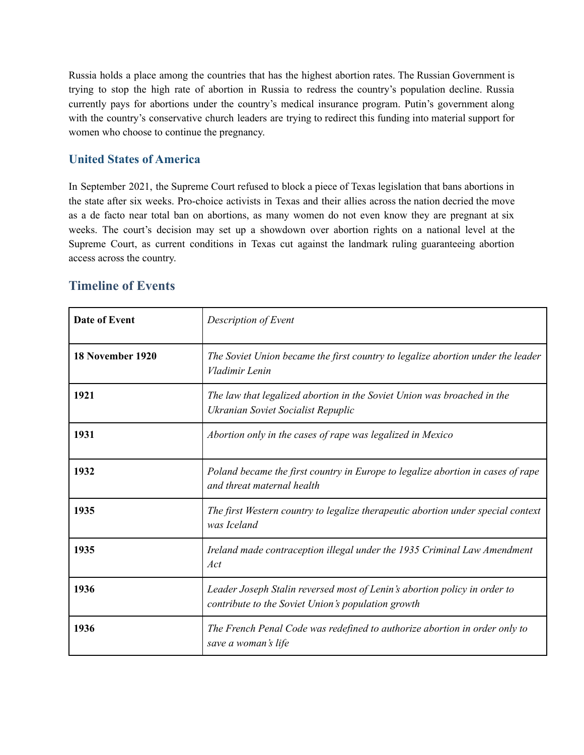Russia holds a place among the countries that has the highest abortion rates. The Russian Government is trying to stop the high rate of abortion in Russia to redress the country's population decline. Russia currently pays for abortions under the country's medical insurance program. Putin's government along with the country's conservative church leaders are trying to redirect this funding into material support for women who choose to continue the pregnancy.

## United States of America

In September 2021, the Supreme Court refused to block a piece of Texas legislation that bans abortions in the state after six weeks. Pro-choice activists in Texas and their allies across the nation decried the move as a de facto near total ban on abortions, as many women do not even know they are pregnant at six weeks. The court's decision may set up a showdown over abortion rights on a national level at the Supreme Court, as current conditions in Texas cut against the landmark ruling guaranteeing abortion access across the country.

## Timeline of Events

| **Date of Event** | *Description of Event* |
|---|---|
| **18 November 1920** | *The Soviet Union became the first country to legalize abortion under the leader Vladimir Lenin* |
| **1921** | *The law that legalized abortion in the Soviet Union was broached in the Ukranian Soviet Socialist Repuplic* |
| **1931** | *Abortion only in the cases of rape was legalized in Mexico* |
| **1932** | *Poland became the first country in Europe to legalize abortion in cases of rape and threat maternal health* |
| **1935** | *The first Western country to legalize therapeutic abortion under special context was Iceland* |
| **1935** | *Ireland made contraception illegal under the 1935 Criminal Law Amendment Act* |
| **1936** | *Leader Joseph Stalin reversed most of Lenin's abortion policy in order to contribute to the Soviet Union's population growth* |
| **1936** | *The French Penal Code was redefined to authorize abortion in order only to save a woman's life* |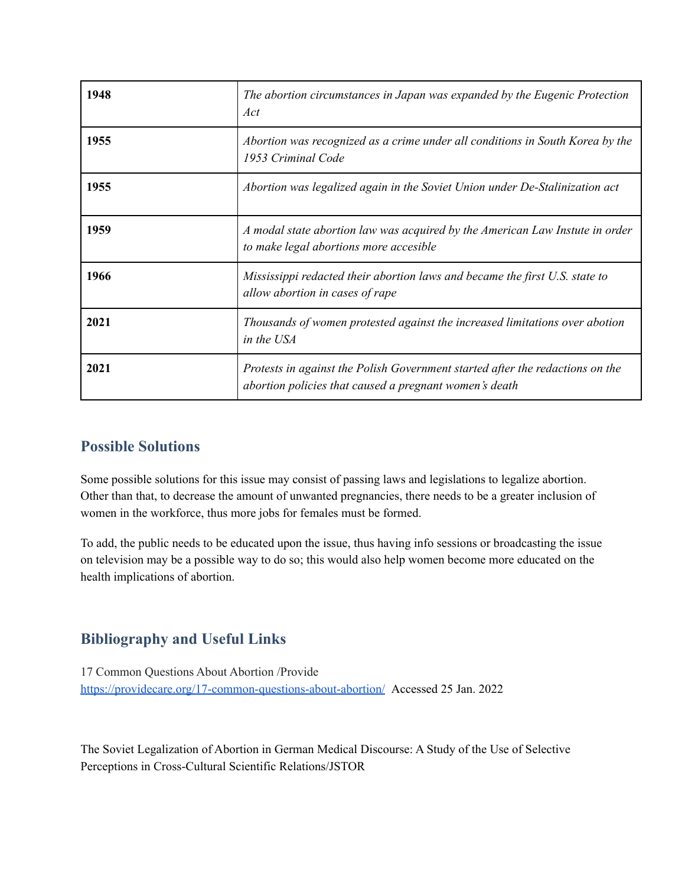| | |
|---|---|
| **1948** | *The abortion circumstances in Japan was expanded by the Eugenic Protection Act* |
| **1955** | *Abortion was recognized as a crime under all conditions in South Korea by the 1953 Criminal Code* |
| **1955** | *Abortion was legalized again in the Soviet Union under De-Stalinization act* |
| **1959** | *A modal state abortion law was acquired by the American Law Instute in order to make legal abortions more accesible* |
| **1966** | *Mississippi redacted their abortion laws and became the first U.S. state to allow abortion in cases of rape* |
| **2021** | *Thousands of women protested against the increased limitations over abotion in the USA* |
| **2021** | *Protests in against the Polish Government started after the redactions on the abortion policies that caused a pregnant women's death* |

## Possible Solutions

Some possible solutions for this issue may consist of passing laws and legislations to legalize abortion. Other than that, to decrease the amount of unwanted pregnancies, there needs to be a greater inclusion of women in the workforce, thus more jobs for females must be formed.

To add, the public needs to be educated upon the issue, thus having info sessions or broadcasting the issue on television may be a possible way to do so; this would also help women become more educated on the health implications of abortion.

## Bibliography and Useful Links

17 Common Questions About Abortion /Provide
https://providecare.org/17-common-questions-about-abortion/ Accessed 25 Jan. 2022

The Soviet Legalization of Abortion in German Medical Discourse: A Study of the Use of Selective Perceptions in Cross-Cultural Scientific Relations/JSTOR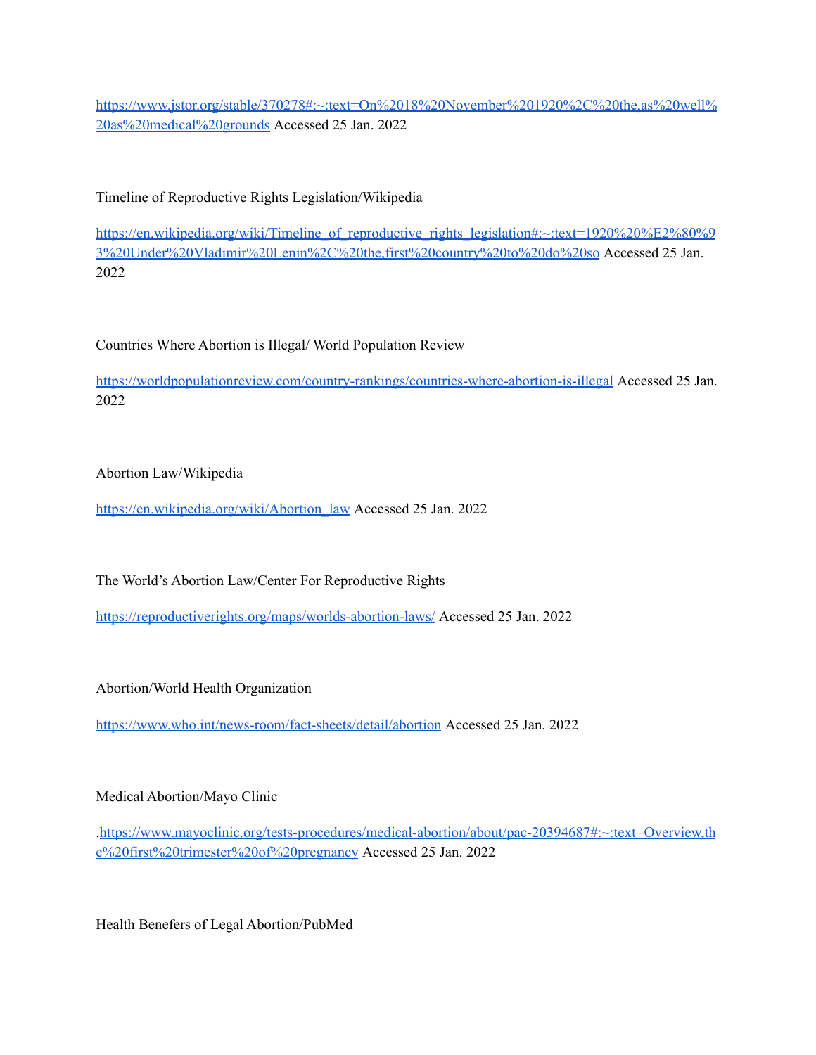https://www.jstor.org/stable/370278#:~:text=On%2018%20November%201920%2C%20the,as%20well%20as%20medical%20grounds Accessed 25 Jan. 2022

Timeline of Reproductive Rights Legislation/Wikipedia

https://en.wikipedia.org/wiki/Timeline_of_reproductive_rights_legislation#:~:text=1920%20%E2%80%93%20Under%20Vladimir%20Lenin%2C%20the,first%20country%20to%20do%20so Accessed 25 Jan. 2022

Countries Where Abortion is Illegal/ World Population Review

https://worldpopulationreview.com/country-rankings/countries-where-abortion-is-illegal Accessed 25 Jan. 2022

Abortion Law/Wikipedia

https://en.wikipedia.org/wiki/Abortion_law Accessed 25 Jan. 2022

The World's Abortion Law/Center For Reproductive Rights

https://reproductiverights.org/maps/worlds-abortion-laws/ Accessed 25 Jan. 2022

Abortion/World Health Organization

https://www.who.int/news-room/fact-sheets/detail/abortion Accessed 25 Jan. 2022

Medical Abortion/Mayo Clinic

.https://www.mayoclinic.org/tests-procedures/medical-abortion/about/pac-20394687#:~:text=Overview,the%20first%20trimester%20of%20pregnancy Accessed 25 Jan. 2022

Health Benefers of Legal Abortion/PubMed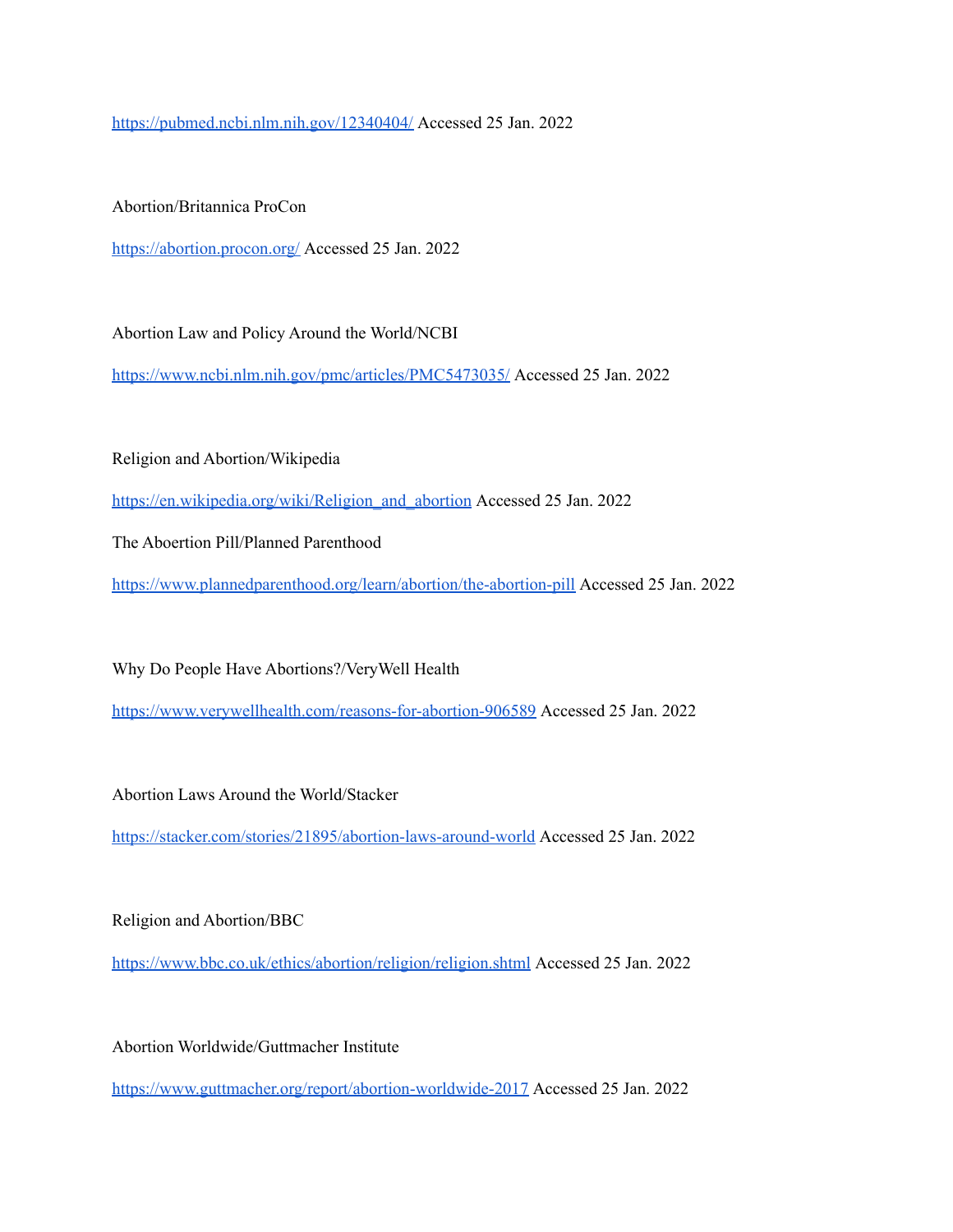https://pubmed.ncbi.nlm.nih.gov/12340404/ Accessed 25 Jan. 2022

Abortion/Britannica ProCon

https://abortion.procon.org/ Accessed 25 Jan. 2022

Abortion Law and Policy Around the World/NCBI

https://www.ncbi.nlm.nih.gov/pmc/articles/PMC5473035/ Accessed 25 Jan. 2022

Religion and Abortion/Wikipedia

https://en.wikipedia.org/wiki/Religion_and_abortion Accessed 25 Jan. 2022

The Aboertion Pill/Planned Parenthood

https://www.plannedparenthood.org/learn/abortion/the-abortion-pill Accessed 25 Jan. 2022

Why Do People Have Abortions?/VeryWell Health

https://www.verywellhealth.com/reasons-for-abortion-906589 Accessed 25 Jan. 2022

Abortion Laws Around the World/Stacker

https://stacker.com/stories/21895/abortion-laws-around-world Accessed 25 Jan. 2022

Religion and Abortion/BBC

https://www.bbc.co.uk/ethics/abortion/religion/religion.shtml Accessed 25 Jan. 2022

Abortion Worldwide/Guttmacher Institute

https://www.guttmacher.org/report/abortion-worldwide-2017 Accessed 25 Jan. 2022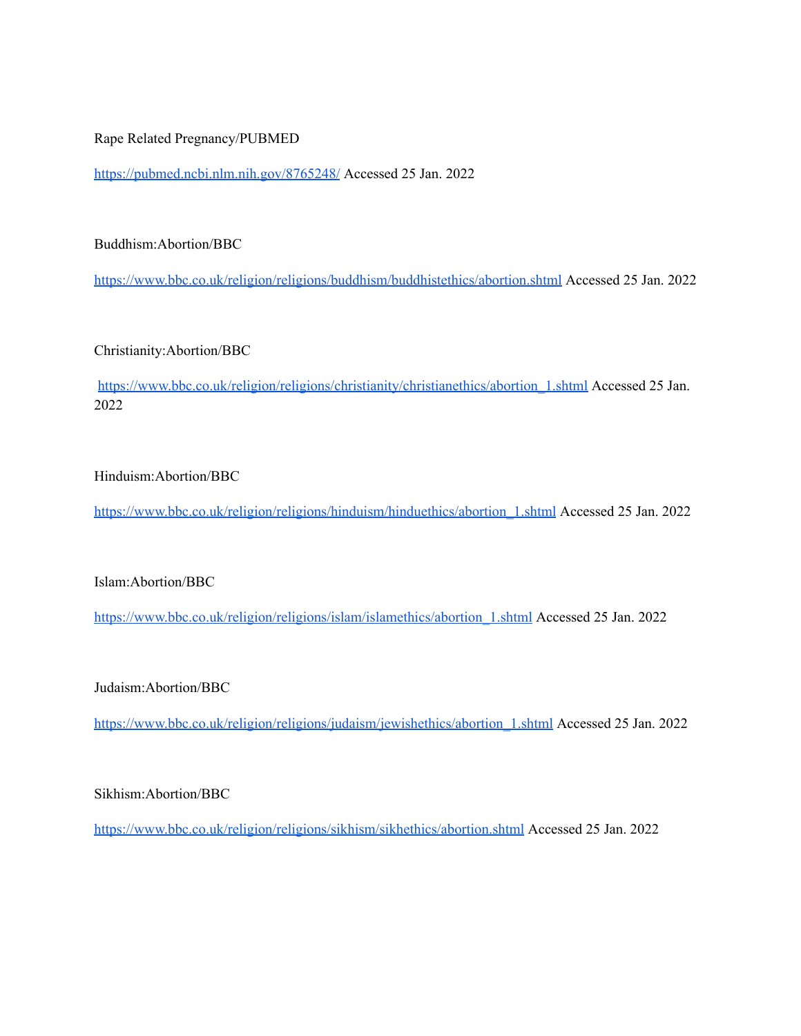Rape Related Pregnancy/PUBMED

https://pubmed.ncbi.nlm.nih.gov/8765248/ Accessed 25 Jan. 2022

Buddhism:Abortion/BBC

https://www.bbc.co.uk/religion/religions/buddhism/buddhistethics/abortion.shtml Accessed 25 Jan. 2022

Christianity:Abortion/BBC

https://www.bbc.co.uk/religion/religions/christianity/christianethics/abortion_1.shtml Accessed 25 Jan. 2022

Hinduism:Abortion/BBC

https://www.bbc.co.uk/religion/religions/hinduism/hinduethics/abortion_1.shtml Accessed 25 Jan. 2022

Islam:Abortion/BBC

https://www.bbc.co.uk/religion/religions/islam/islamethics/abortion_1.shtml Accessed 25 Jan. 2022

Judaism:Abortion/BBC

https://www.bbc.co.uk/religion/religions/judaism/jewishethics/abortion_1.shtml Accessed 25 Jan. 2022

Sikhism:Abortion/BBC

https://www.bbc.co.uk/religion/religions/sikhism/sikhethics/abortion.shtml Accessed 25 Jan. 2022